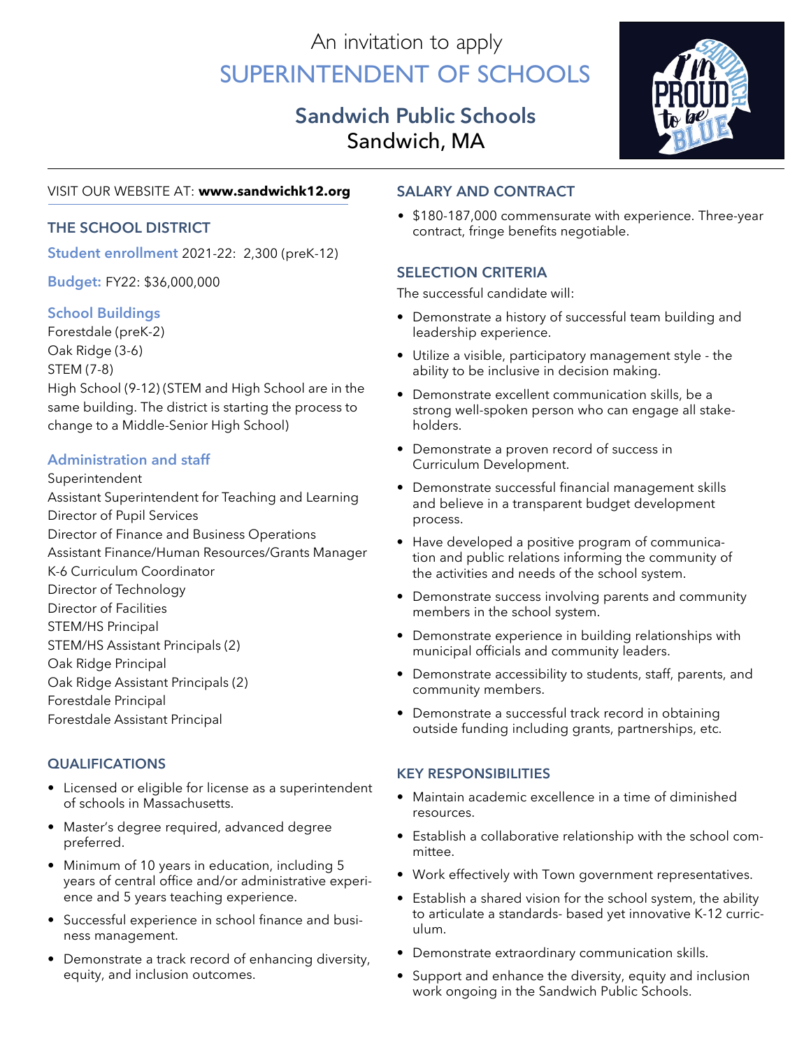An invitation to apply

# SUPERINTENDENT OF SCHOOLS

## Sandwich Public Schools
Sandwich, MA

VISIT OUR WEBSITE AT: **www.sandwichk12.org**

## THE SCHOOL DISTRICT

**Student enrollment** 2021-22: 2,300 (preK-12)

**Budget:** FY22: $36,000,000

### School Buildings

Forestdale (preK-2)
Oak Ridge (3-6)
STEM (7-8)
High School (9-12) (STEM and High School are in the same building. The district is starting the process to change to a Middle-Senior High School)

### Administration and staff

Superintendent
Assistant Superintendent for Teaching and Learning
Director of Pupil Services
Director of Finance and Business Operations
Assistant Finance/Human Resources/Grants Manager
K-6 Curriculum Coordinator
Director of Technology
Director of Facilities
STEM/HS Principal
STEM/HS Assistant Principals (2)
Oak Ridge Principal
Oak Ridge Assistant Principals (2)
Forestdale Principal
Forestdale Assistant Principal

## QUALIFICATIONS

- Licensed or eligible for license as a superintendent of schools in Massachusetts.
- Master's degree required, advanced degree preferred.
- Minimum of 10 years in education, including 5 years of central office and/or administrative experience and 5 years teaching experience.
- Successful experience in school finance and business management.
- Demonstrate a track record of enhancing diversity, equity, and inclusion outcomes.

## SALARY AND CONTRACT

- $180-187,000 commensurate with experience. Three-year contract, fringe benefits negotiable.

## SELECTION CRITERIA

The successful candidate will:

- Demonstrate a history of successful team building and leadership experience.
- Utilize a visible, participatory management style - the ability to be inclusive in decision making.
- Demonstrate excellent communication skills, be a strong well-spoken person who can engage all stakeholders.
- Demonstrate a proven record of success in Curriculum Development.
- Demonstrate successful financial management skills and believe in a transparent budget development process.
- Have developed a positive program of communication and public relations informing the community of the activities and needs of the school system.
- Demonstrate success involving parents and community members in the school system.
- Demonstrate experience in building relationships with municipal officials and community leaders.
- Demonstrate accessibility to students, staff, parents, and community members.
- Demonstrate a successful track record in obtaining outside funding including grants, partnerships, etc.

## KEY RESPONSIBILITIES

- Maintain academic excellence in a time of diminished resources.
- Establish a collaborative relationship with the school committee.
- Work effectively with Town government representatives.
- Establish a shared vision for the school system, the ability to articulate a standards- based yet innovative K-12 curriculum.
- Demonstrate extraordinary communication skills.
- Support and enhance the diversity, equity and inclusion work ongoing in the Sandwich Public Schools.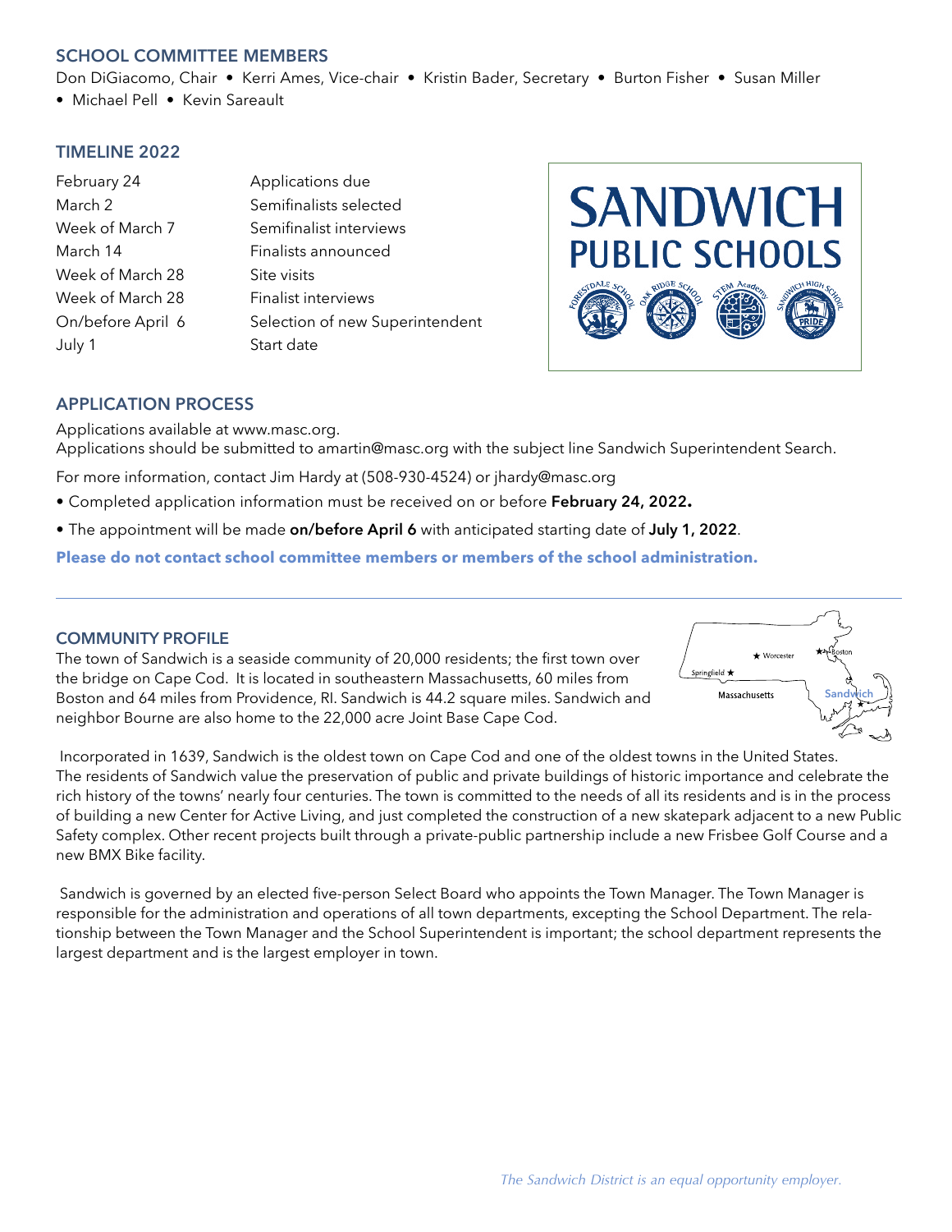## SCHOOL COMMITTEE MEMBERS

Don DiGiacomo, Chair • Kerri Ames, Vice-chair • Kristin Bader, Secretary • Burton Fisher • Susan Miller • Michael Pell • Kevin Sareault

## TIMELINE 2022

| | |
|---|---|
| February 24 | Applications due |
| March 2 | Semifinalists selected |
| Week of March 7 | Semifinalist interviews |
| March 14 | Finalists announced |
| Week of March 28 | Site visits |
| Week of March 28 | Finalist interviews |
| On/before April 6 | Selection of new Superintendent |
| July 1 | Start date |

SANDWICH PUBLIC SCHOOLS

## APPLICATION PROCESS

Applications available at www.masc.org.
Applications should be submitted to amartin@masc.org with the subject line Sandwich Superintendent Search.

For more information, contact Jim Hardy at (508-930-4524) or jhardy@masc.org

- Completed application information must be received on or before **February 24, 2022.**
- The appointment will be made **on/before April 6** with anticipated starting date of **July 1, 2022**.

**Please do not contact school committee members or members of the school administration.**

---

## COMMUNITY PROFILE

The town of Sandwich is a seaside community of 20,000 residents; the first town over the bridge on Cape Cod. It is located in southeastern Massachusetts, 60 miles from Boston and 64 miles from Providence, RI. Sandwich is 44.2 square miles. Sandwich and neighbor Bourne are also home to the 22,000 acre Joint Base Cape Cod.

Incorporated in 1639, Sandwich is the oldest town on Cape Cod and one of the oldest towns in the United States. The residents of Sandwich value the preservation of public and private buildings of historic importance and celebrate the rich history of the towns' nearly four centuries. The town is committed to the needs of all its residents and is in the process of building a new Center for Active Living, and just completed the construction of a new skatepark adjacent to a new Public Safety complex. Other recent projects built through a private-public partnership include a new Frisbee Golf Course and a new BMX Bike facility.

Sandwich is governed by an elected five-person Select Board who appoints the Town Manager. The Town Manager is responsible for the administration and operations of all town departments, excepting the School Department. The relationship between the Town Manager and the School Superintendent is important; the school department represents the largest department and is the largest employer in town.

*The Sandwich District is an equal opportunity employer.*